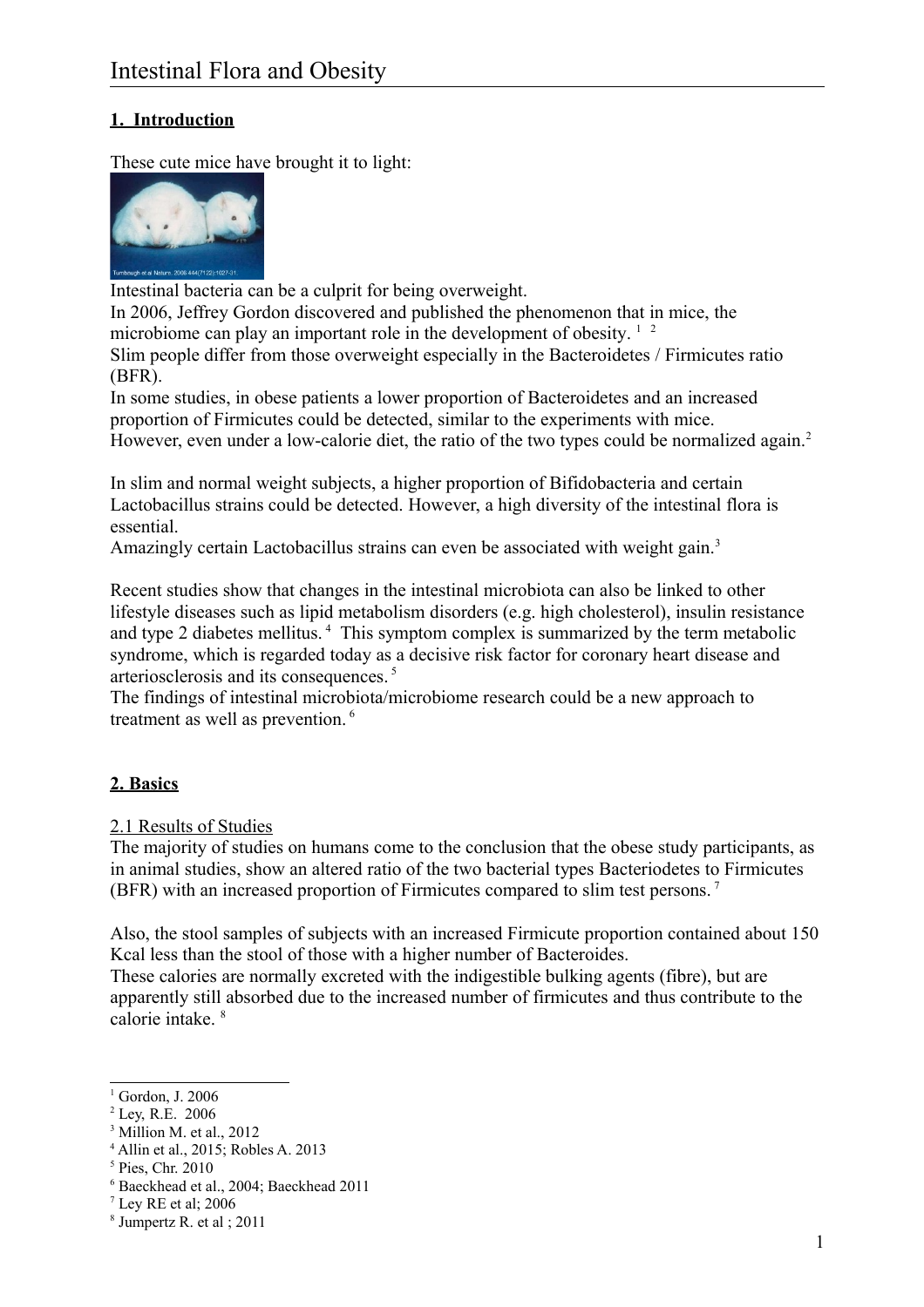# Intestinal Flora and Obesity

## 1. Introduction

These cute mice have brought it to light:

Intestinal bacteria can be a culprit for being overweight.
In 2006, Jeffrey Gordon discovered and published the phenomenon that in mice, the microbiome can play an important role in the development of obesity. [1] [2]
Slim people differ from those overweight especially in the Bacteroidetes / Firmicutes ratio (BFR).
In some studies, in obese patients a lower proportion of Bacteroidetes and an increased proportion of Firmicutes could be detected, similar to the experiments with mice.
However, even under a low-calorie diet, the ratio of the two types could be normalized again.[2]

In slim and normal weight subjects, a higher proportion of Bifidobacteria and certain Lactobacillus strains could be detected. However, a high diversity of the intestinal flora is essential.
Amazingly certain Lactobacillus strains can even be associated with weight gain.[3]

Recent studies show that changes in the intestinal microbiota can also be linked to other lifestyle diseases such as lipid metabolism disorders (e.g. high cholesterol), insulin resistance and type 2 diabetes mellitus. [4] This symptom complex is summarized by the term metabolic syndrome, which is regarded today as a decisive risk factor for coronary heart disease and arteriosclerosis and its consequences. [5]
The findings of intestinal microbiota/microbiome research could be a new approach to treatment as well as prevention. [6]

## 2. Basics

### 2.1 Results of Studies

The majority of studies on humans come to the conclusion that the obese study participants, as in animal studies, show an altered ratio of the two bacterial types Bacteriodetes to Firmicutes (BFR) with an increased proportion of Firmicutes compared to slim test persons. [7]

Also, the stool samples of subjects with an increased Firmicute proportion contained about 150 Kcal less than the stool of those with a higher number of Bacteroides.
These calories are normally excreted with the indigestible bulking agents (fibre), but are apparently still absorbed due to the increased number of firmicutes and thus contribute to the calorie intake. [8]

---

[1] Gordon, J. 2006
[2] Ley, R.E. 2006
[3] Million M. et al., 2012
[4] Allin et al., 2015; Robles A. 2013
[5] Pies, Chr. 2010
[6] Baeckhead et al., 2004; Baeckhead 2011
[7] Ley RE et al; 2006
[8] Jumpertz R. et al ; 2011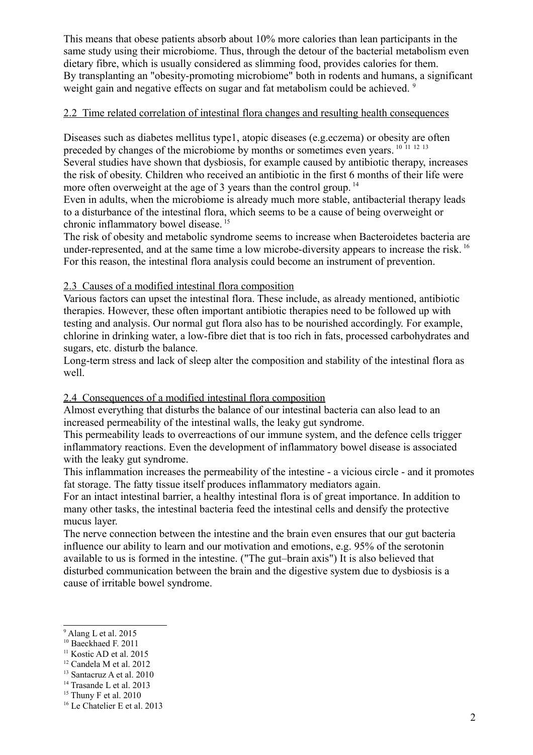This means that obese patients absorb about 10% more calories than lean participants in the same study using their microbiome. Thus, through the detour of the bacterial metabolism even dietary fibre, which is usually considered as slimming food, provides calories for them.
By transplanting an "obesity-promoting microbiome" both in rodents and humans, a significant weight gain and negative effects on sugar and fat metabolism could be achieved. [9]

## 2.2 Time related correlation of intestinal flora changes and resulting health consequences

Diseases such as diabetes mellitus type1, atopic diseases (e.g.eczema) or obesity are often preceded by changes of the microbiome by months or sometimes even years. [10] [11] [12] [13]
Several studies have shown that dysbiosis, for example caused by antibiotic therapy, increases the risk of obesity. Children who received an antibiotic in the first 6 months of their life were more often overweight at the age of 3 years than the control group. [14]
Even in adults, when the microbiome is already much more stable, antibacterial therapy leads to a disturbance of the intestinal flora, which seems to be a cause of being overweight or chronic inflammatory bowel disease. [15]
The risk of obesity and metabolic syndrome seems to increase when Bacteroidetes bacteria are under-represented, and at the same time a low microbe-diversity appears to increase the risk. [16]
For this reason, the intestinal flora analysis could become an instrument of prevention.

## 2.3 Causes of a modified intestinal flora composition

Various factors can upset the intestinal flora. These include, as already mentioned, antibiotic therapies. However, these often important antibiotic therapies need to be followed up with testing and analysis. Our normal gut flora also has to be nourished accordingly. For example, chlorine in drinking water, a low-fibre diet that is too rich in fats, processed carbohydrates and sugars, etc. disturb the balance.
Long-term stress and lack of sleep alter the composition and stability of the intestinal flora as well.

## 2.4 Consequences of a modified intestinal flora composition

Almost everything that disturbs the balance of our intestinal bacteria can also lead to an increased permeability of the intestinal walls, the leaky gut syndrome.
This permeability leads to overreactions of our immune system, and the defence cells trigger inflammatory reactions. Even the development of inflammatory bowel disease is associated with the leaky gut syndrome.
This inflammation increases the permeability of the intestine - a vicious circle - and it promotes fat storage. The fatty tissue itself produces inflammatory mediators again.
For an intact intestinal barrier, a healthy intestinal flora is of great importance. In addition to many other tasks, the intestinal bacteria feed the intestinal cells and densify the protective mucus layer.
The nerve connection between the intestine and the brain even ensures that our gut bacteria influence our ability to learn and our motivation and emotions, e.g. 95% of the serotonin available to us is formed in the intestine. ("The gut–brain axis") It is also believed that disturbed communication between the brain and the digestive system due to dysbiosis is a cause of irritable bowel syndrome.

---

[9] Alang L et al. 2015
[10] Baeckhaed F. 2011
[11] Kostic AD et al. 2015
[12] Candela M et al. 2012
[13] Santacruz A et al. 2010
[14] Trasande L et al. 2013
[15] Thuny F et al. 2010
[16] Le Chatelier E et al. 2013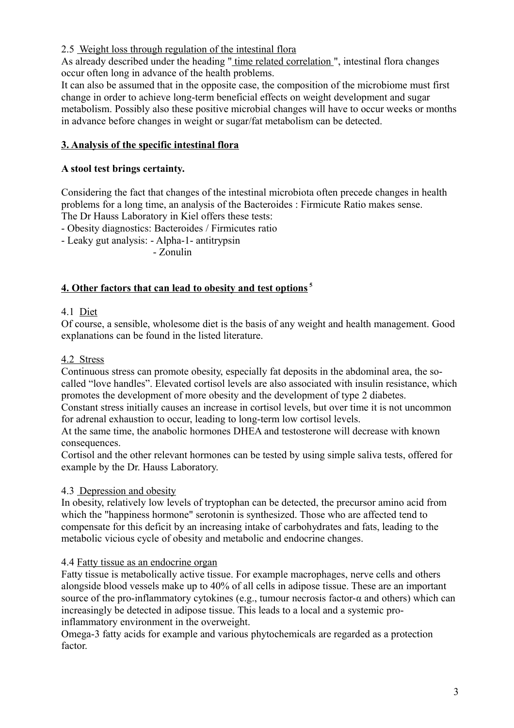2.5 Weight loss through regulation of the intestinal flora

As already described under the heading " time related correlation ", intestinal flora changes occur often long in advance of the health problems.

It can also be assumed that in the opposite case, the composition of the microbiome must first change in order to achieve long-term beneficial effects on weight development and sugar metabolism. Possibly also these positive microbial changes will have to occur weeks or months in advance before changes in weight or sugar/fat metabolism can be detected.

## 3. Analysis of the specific intestinal flora

**A stool test brings certainty.**

Considering the fact that changes of the intestinal microbiota often precede changes in health problems for a long time, an analysis of the Bacteroides : Firmicute Ratio makes sense.

The Dr Hauss Laboratory in Kiel offers these tests:

- Obesity diagnostics: Bacteroides / Firmicutes ratio
- Leaky gut analysis:
  - Alpha-1- antitrypsin
  - Zonulin

## 4. Other factors that can lead to obesity and test options [5]

4.1 Diet

Of course, a sensible, wholesome diet is the basis of any weight and health management. Good explanations can be found in the listed literature.

4.2 Stress

Continuous stress can promote obesity, especially fat deposits in the abdominal area, the so-called "love handles". Elevated cortisol levels are also associated with insulin resistance, which promotes the development of more obesity and the development of type 2 diabetes.

Constant stress initially causes an increase in cortisol levels, but over time it is not uncommon for adrenal exhaustion to occur, leading to long-term low cortisol levels.

At the same time, the anabolic hormones DHEA and testosterone will decrease with known consequences.

Cortisol and the other relevant hormones can be tested by using simple saliva tests, offered for example by the Dr. Hauss Laboratory.

4.3 Depression and obesity

In obesity, relatively low levels of tryptophan can be detected, the precursor amino acid from which the "happiness hormone" serotonin is synthesized. Those who are affected tend to compensate for this deficit by an increasing intake of carbohydrates and fats, leading to the metabolic vicious cycle of obesity and metabolic and endocrine changes.

4.4 Fatty tissue as an endocrine organ

Fatty tissue is metabolically active tissue. For example macrophages, nerve cells and others alongside blood vessels make up to 40% of all cells in adipose tissue. These are an important source of the pro-inflammatory cytokines (e.g., tumour necrosis factor-α and others) which can increasingly be detected in adipose tissue. This leads to a local and a systemic pro-inflammatory environment in the overweight.

Omega-3 fatty acids for example and various phytochemicals are regarded as a protection factor.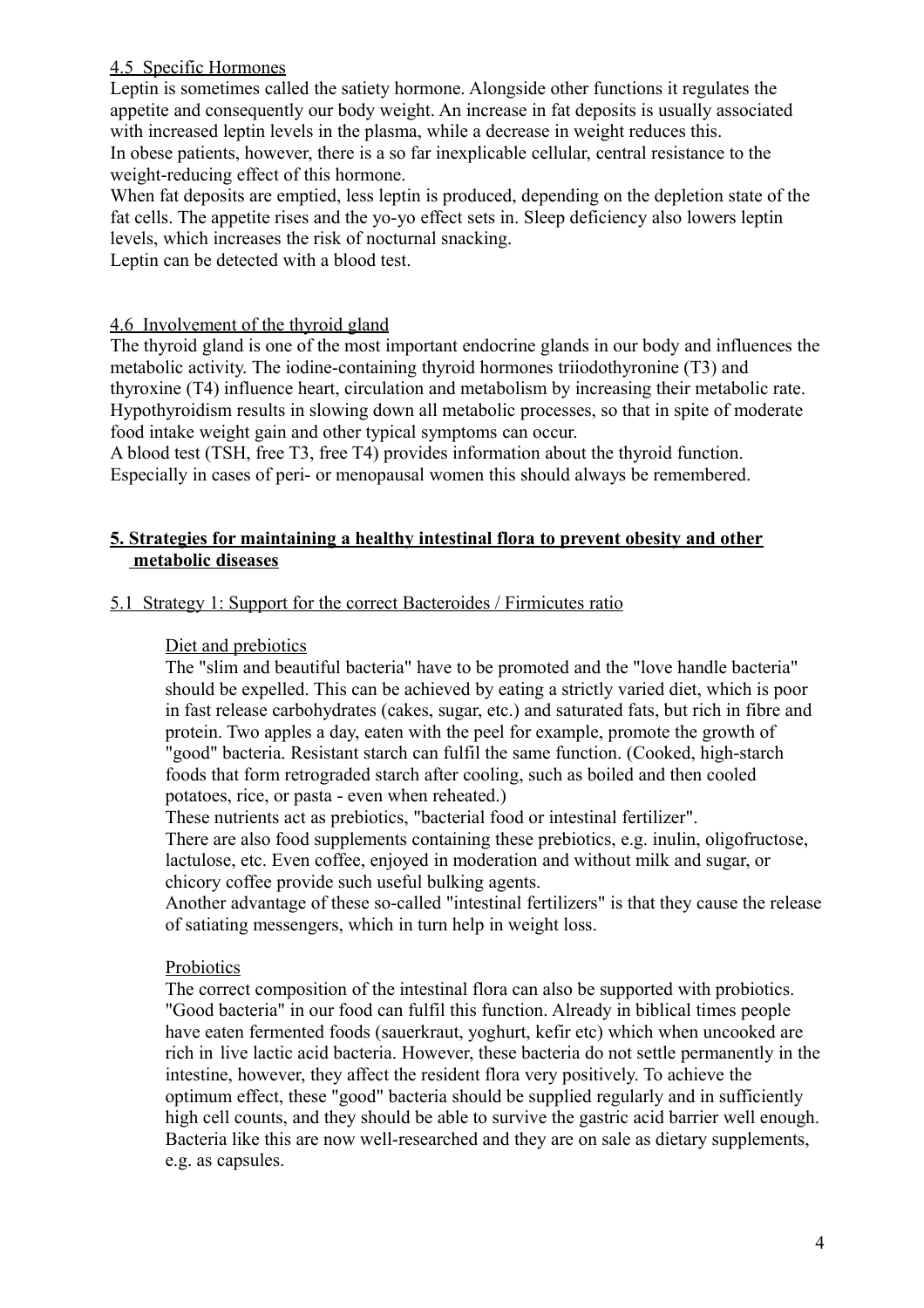### 4.5 Specific Hormones

Leptin is sometimes called the satiety hormone. Alongside other functions it regulates the appetite and consequently our body weight. An increase in fat deposits is usually associated with increased leptin levels in the plasma, while a decrease in weight reduces this.
In obese patients, however, there is a so far inexplicable cellular, central resistance to the weight-reducing effect of this hormone.
When fat deposits are emptied, less leptin is produced, depending on the depletion state of the fat cells. The appetite rises and the yo-yo effect sets in. Sleep deficiency also lowers leptin levels, which increases the risk of nocturnal snacking.
Leptin can be detected with a blood test.

### 4.6 Involvement of the thyroid gland

The thyroid gland is one of the most important endocrine glands in our body and influences the metabolic activity. The iodine-containing thyroid hormones triiodothyronine (T3) and thyroxine (T4) influence heart, circulation and metabolism by increasing their metabolic rate. Hypothyroidism results in slowing down all metabolic processes, so that in spite of moderate food intake weight gain and other typical symptoms can occur.
A blood test (TSH, free T3, free T4) provides information about the thyroid function. Especially in cases of peri- or menopausal women this should always be remembered.

## 5. Strategies for maintaining a healthy intestinal flora to prevent obesity and other metabolic diseases

### 5.1 Strategy 1: Support for the correct Bacteroides / Firmicutes ratio

#### Diet and prebiotics

The "slim and beautiful bacteria" have to be promoted and the "love handle bacteria" should be expelled. This can be achieved by eating a strictly varied diet, which is poor in fast release carbohydrates (cakes, sugar, etc.) and saturated fats, but rich in fibre and protein. Two apples a day, eaten with the peel for example, promote the growth of "good" bacteria. Resistant starch can fulfil the same function. (Cooked, high-starch foods that form retrograded starch after cooling, such as boiled and then cooled potatoes, rice, or pasta - even when reheated.)
These nutrients act as prebiotics, "bacterial food or intestinal fertilizer".
There are also food supplements containing these prebiotics, e.g. inulin, oligofructose, lactulose, etc. Even coffee, enjoyed in moderation and without milk and sugar, or chicory coffee provide such useful bulking agents.
Another advantage of these so-called "intestinal fertilizers" is that they cause the release of satiating messengers, which in turn help in weight loss.

#### Probiotics

The correct composition of the intestinal flora can also be supported with probiotics. "Good bacteria" in our food can fulfil this function. Already in biblical times people have eaten fermented foods (sauerkraut, yoghurt, kefir etc) which when uncooked are rich in live lactic acid bacteria. However, these bacteria do not settle permanently in the intestine, however, they affect the resident flora very positively. To achieve the optimum effect, these "good" bacteria should be supplied regularly and in sufficiently high cell counts, and they should be able to survive the gastric acid barrier well enough. Bacteria like this are now well-researched and they are on sale as dietary supplements, e.g. as capsules.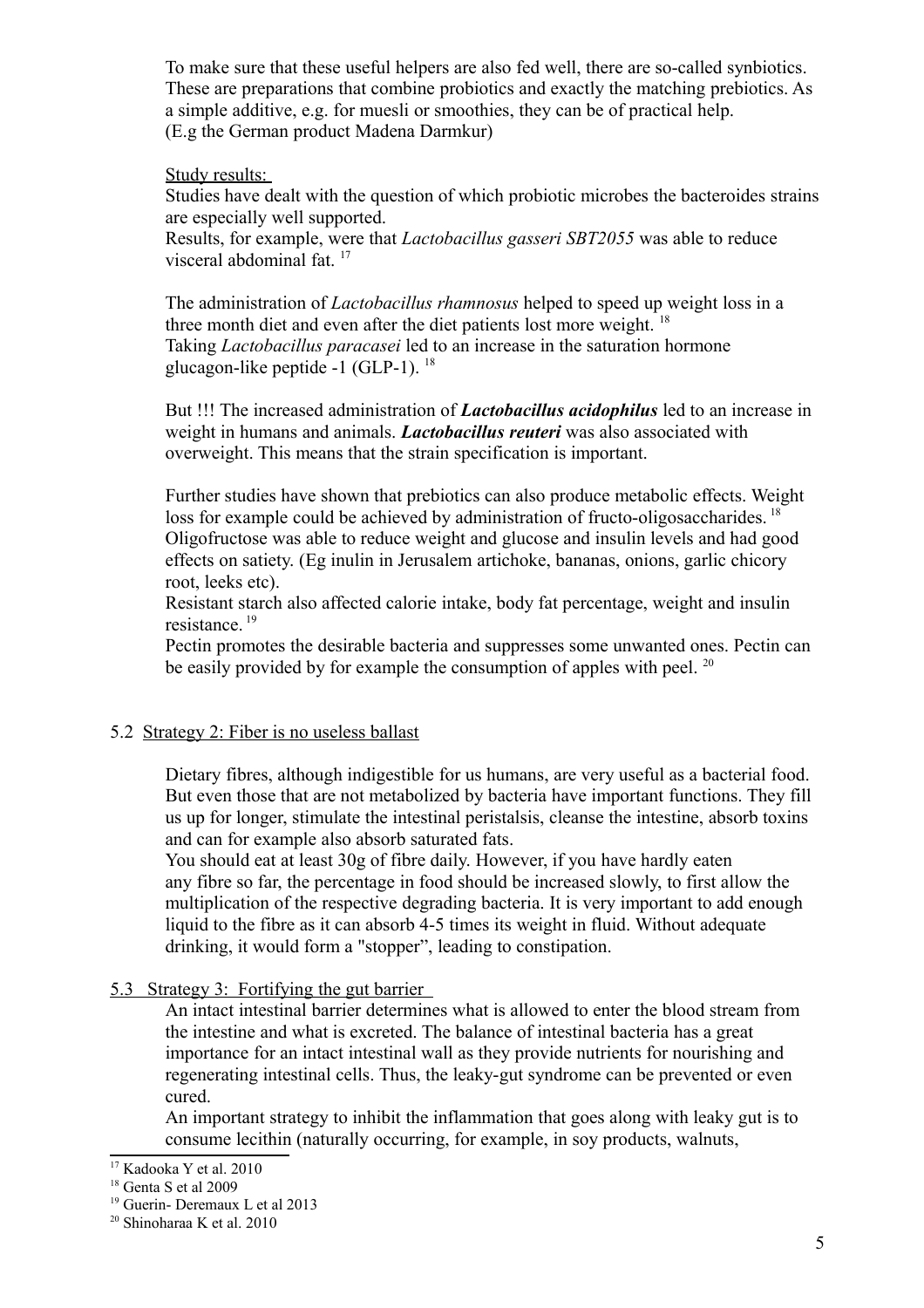To make sure that these useful helpers are also fed well, there are so-called synbiotics. These are preparations that combine probiotics and exactly the matching prebiotics. As a simple additive, e.g. for muesli or smoothies, they can be of practical help. (E.g the German product Madena Darmkur)

Study results:

Studies have dealt with the question of which probiotic microbes the bacteroides strains are especially well supported.

Results, for example, were that *Lactobacillus gasseri SBT2055* was able to reduce visceral abdominal fat. [17]

The administration of *Lactobacillus rhamnosus* helped to speed up weight loss in a three month diet and even after the diet patients lost more weight. [18]

Taking *Lactobacillus paracasei* led to an increase in the saturation hormone glucagon-like peptide -1 (GLP-1). [18]

But !!! The increased administration of ***Lactobacillus acidophilus*** led to an increase in weight in humans and animals. ***Lactobacillus reuteri*** was also associated with overweight. This means that the strain specification is important.

Further studies have shown that prebiotics can also produce metabolic effects. Weight loss for example could be achieved by administration of fructo-oligosaccharides. [18]

Oligofructose was able to reduce weight and glucose and insulin levels and had good effects on satiety. (Eg inulin in Jerusalem artichoke, bananas, onions, garlic chicory root, leeks etc).

Resistant starch also affected calorie intake, body fat percentage, weight and insulin resistance. [19]

Pectin promotes the desirable bacteria and suppresses some unwanted ones. Pectin can be easily provided by for example the consumption of apples with peel. [20]

## 5.2 Strategy 2: Fiber is no useless ballast

Dietary fibres, although indigestible for us humans, are very useful as a bacterial food. But even those that are not metabolized by bacteria have important functions. They fill us up for longer, stimulate the intestinal peristalsis, cleanse the intestine, absorb toxins and can for example also absorb saturated fats.

You should eat at least 30g of fibre daily. However, if you have hardly eaten any fibre so far, the percentage in food should be increased slowly, to first allow the multiplication of the respective degrading bacteria. It is very important to add enough liquid to the fibre as it can absorb 4-5 times its weight in fluid. Without adequate drinking, it would form a "stopper", leading to constipation.

## 5.3 Strategy 3: Fortifying the gut barrier

An intact intestinal barrier determines what is allowed to enter the blood stream from the intestine and what is excreted. The balance of intestinal bacteria has a great importance for an intact intestinal wall as they provide nutrients for nourishing and regenerating intestinal cells. Thus, the leaky-gut syndrome can be prevented or even cured.

An important strategy to inhibit the inflammation that goes along with leaky gut is to consume lecithin (naturally occurring, for example, in soy products, walnuts,

---

[17] Kadooka Y et al. 2010

[18] Genta S et al 2009

[19] Guerin- Deremaux L et al 2013

[20] Shinoharaa K et al. 2010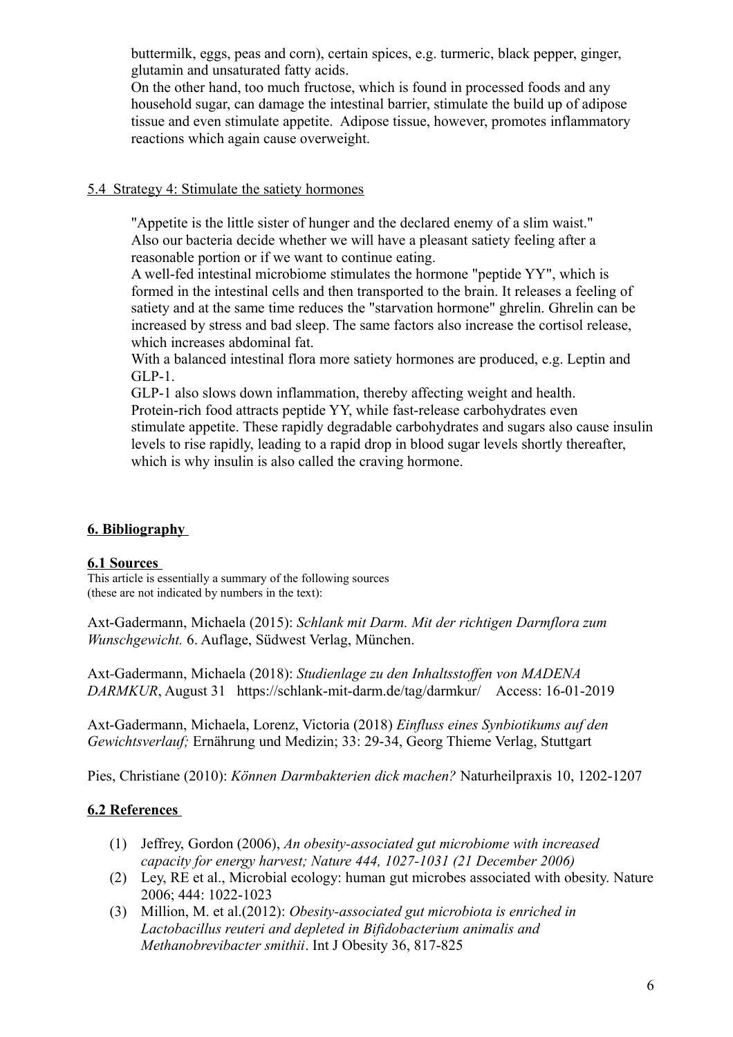buttermilk, eggs, peas and corn), certain spices, e.g. turmeric, black pepper, ginger, glutamin and unsaturated fatty acids.
On the other hand, too much fructose, which is found in processed foods and any household sugar, can damage the intestinal barrier, stimulate the build up of adipose tissue and even stimulate appetite. Adipose tissue, however, promotes inflammatory reactions which again cause overweight.

### 5.4 Strategy 4: Stimulate the satiety hormones

"Appetite is the little sister of hunger and the declared enemy of a slim waist."
Also our bacteria decide whether we will have a pleasant satiety feeling after a reasonable portion or if we want to continue eating.
A well-fed intestinal microbiome stimulates the hormone "peptide YY", which is formed in the intestinal cells and then transported to the brain. It releases a feeling of satiety and at the same time reduces the "starvation hormone" ghrelin. Ghrelin can be increased by stress and bad sleep. The same factors also increase the cortisol release, which increases abdominal fat.
With a balanced intestinal flora more satiety hormones are produced, e.g. Leptin and GLP-1.
GLP-1 also slows down inflammation, thereby affecting weight and health.
Protein-rich food attracts peptide YY, while fast-release carbohydrates even stimulate appetite. These rapidly degradable carbohydrates and sugars also cause insulin levels to rise rapidly, leading to a rapid drop in blood sugar levels shortly thereafter, which is why insulin is also called the craving hormone.

## 6. Bibliography

### 6.1 Sources

This article is essentially a summary of the following sources
(these are not indicated by numbers in the text):

Axt-Gadermann, Michaela (2015): *Schlank mit Darm. Mit der richtigen Darmflora zum Wunschgewicht.* 6. Auflage, Südwest Verlag, München.

Axt-Gadermann, Michaela (2018): *Studienlage zu den Inhaltsstoffen von MADENA DARMKUR*, August 31 https://schlank-mit-darm.de/tag/darmkur/ Access: 16-01-2019

Axt-Gadermann, Michaela, Lorenz, Victoria (2018) *Einfluss eines Synbiotikums auf den Gewichtsverlauf;* Ernährung und Medizin; 33: 29-34, Georg Thieme Verlag, Stuttgart

Pies, Christiane (2010): *Können Darmbakterien dick machen?* Naturheilpraxis 10, 1202-1207

### 6.2 References

(1) Jeffrey, Gordon (2006), *An obesity-associated gut microbiome with increased capacity for energy harvest; Nature 444, 1027-1031 (21 December 2006)*
(2) Ley, RE et al., Microbial ecology: human gut microbes associated with obesity. Nature 2006; 444: 1022-1023
(3) Million, M. et al.(2012): *Obesity-associated gut microbiota is enriched in Lactobacillus reuteri and depleted in Bifidobacterium animalis and Methanobrevibacter smithii*. Int J Obesity 36, 817-825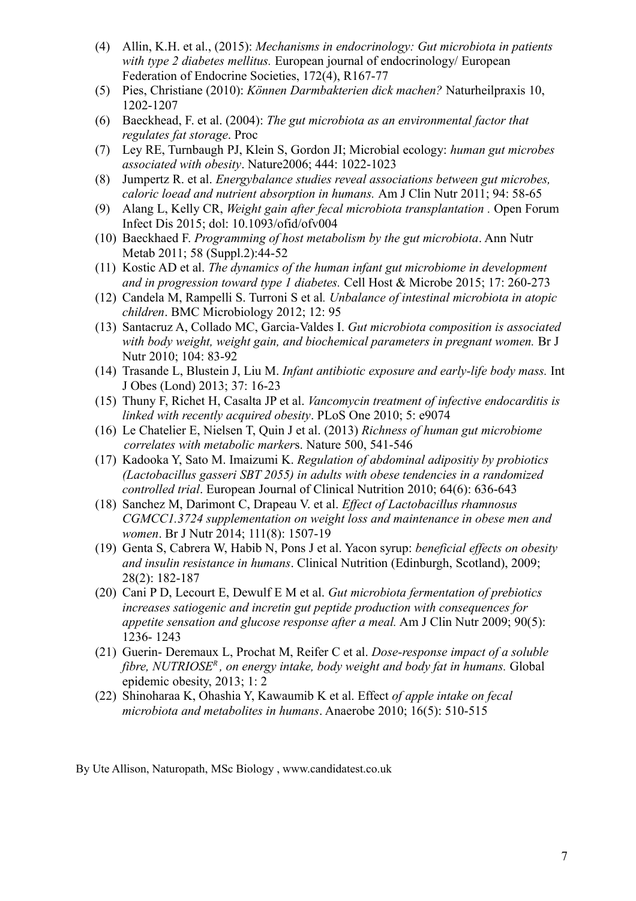(4) Allin, K.H. et al., (2015): *Mechanisms in endocrinology: Gut microbiota in patients with type 2 diabetes mellitus.* European journal of endocrinology/ European Federation of Endocrine Societies, 172(4), R167-77

(5) Pies, Christiane (2010): *Können Darmbakterien dick machen?* Naturheilpraxis 10, 1202-1207

(6) Baeckhead, F. et al. (2004): *The gut microbiota as an environmental factor that regulates fat storage*. Proc

(7) Ley RE, Turnbaugh PJ, Klein S, Gordon JI; Microbial ecology: *human gut microbes associated with obesity*. Nature2006; 444: 1022-1023

(8) Jumpertz R. et al. *Energybalance studies reveal associations between gut microbes, caloric loead and nutrient absorption in humans.* Am J Clin Nutr 2011; 94: 58-65

(9) Alang L, Kelly CR, *Weight gain after fecal microbiota transplantation .* Open Forum Infect Dis 2015; dol: 10.1093/ofid/ofv004

(10) Baeckhaed F. *Programming of host metabolism by the gut microbiota*. Ann Nutr Metab 2011; 58 (Suppl.2):44-52

(11) Kostic AD et al. *The dynamics of the human infant gut microbiome in development and in progression toward type 1 diabetes.* Cell Host & Microbe 2015; 17: 260-273

(12) Candela M, Rampelli S. Turroni S et al*. Unbalance of intestinal microbiota in atopic children*. BMC Microbiology 2012; 12: 95

(13) Santacruz A, Collado MC, Garcia-Valdes I. *Gut microbiota composition is associated with body weight, weight gain, and biochemical parameters in pregnant women.* Br J Nutr 2010; 104: 83-92

(14) Trasande L, Blustein J, Liu M. *Infant antibiotic exposure and early-life body mass.* Int J Obes (Lond) 2013; 37: 16-23

(15) Thuny F, Richet H, Casalta JP et al. *Vancomycin treatment of infective endocarditis is linked with recently acquired obesity*. PLoS One 2010; 5: e9074

(16) Le Chatelier E, Nielsen T, Quin J et al. (2013) *Richness of human gut microbiome correlates with metabolic marker*s. Nature 500, 541-546

(17) Kadooka Y, Sato M. Imaizumi K. *Regulation of abdominal adipositiy by probiotics (Lactobacillus gasseri SBT 2055) in adults with obese tendencies in a randomized controlled trial*. European Journal of Clinical Nutrition 2010; 64(6): 636-643

(18) Sanchez M, Darimont C, Drapeau V. et al. *Effect of Lactobacillus rhamnosus CGMCC1.3724 supplementation on weight loss and maintenance in obese men and women*. Br J Nutr 2014; 111(8): 1507-19

(19) Genta S, Cabrera W, Habib N, Pons J et al. Yacon syrup: *beneficial effects on obesity and insulin resistance in humans*. Clinical Nutrition (Edinburgh, Scotland), 2009; 28(2): 182-187

(20) Cani P D, Lecourt E, Dewulf E M et al. *Gut microbiota fermentation of prebiotics increases satiogenic and incretin gut peptide production with consequences for appetite sensation and glucose response after a meal.* Am J Clin Nutr 2009; 90(5): 1236- 1243

(21) Guerin- Deremaux L, Prochat M, Reifer C et al. *Dose-response impact of a soluble fibre, NUTRIOSE[R] , on energy intake, body weight and body fat in humans.* Global epidemic obesity, 2013; 1: 2

(22) Shinoharaa K, Ohashia Y, Kawaumib K et al. Effect *of apple intake on fecal microbiota and metabolites in humans*. Anaerobe 2010; 16(5): 510-515

By Ute Allison, Naturopath, MSc Biology , www.candidatest.co.uk